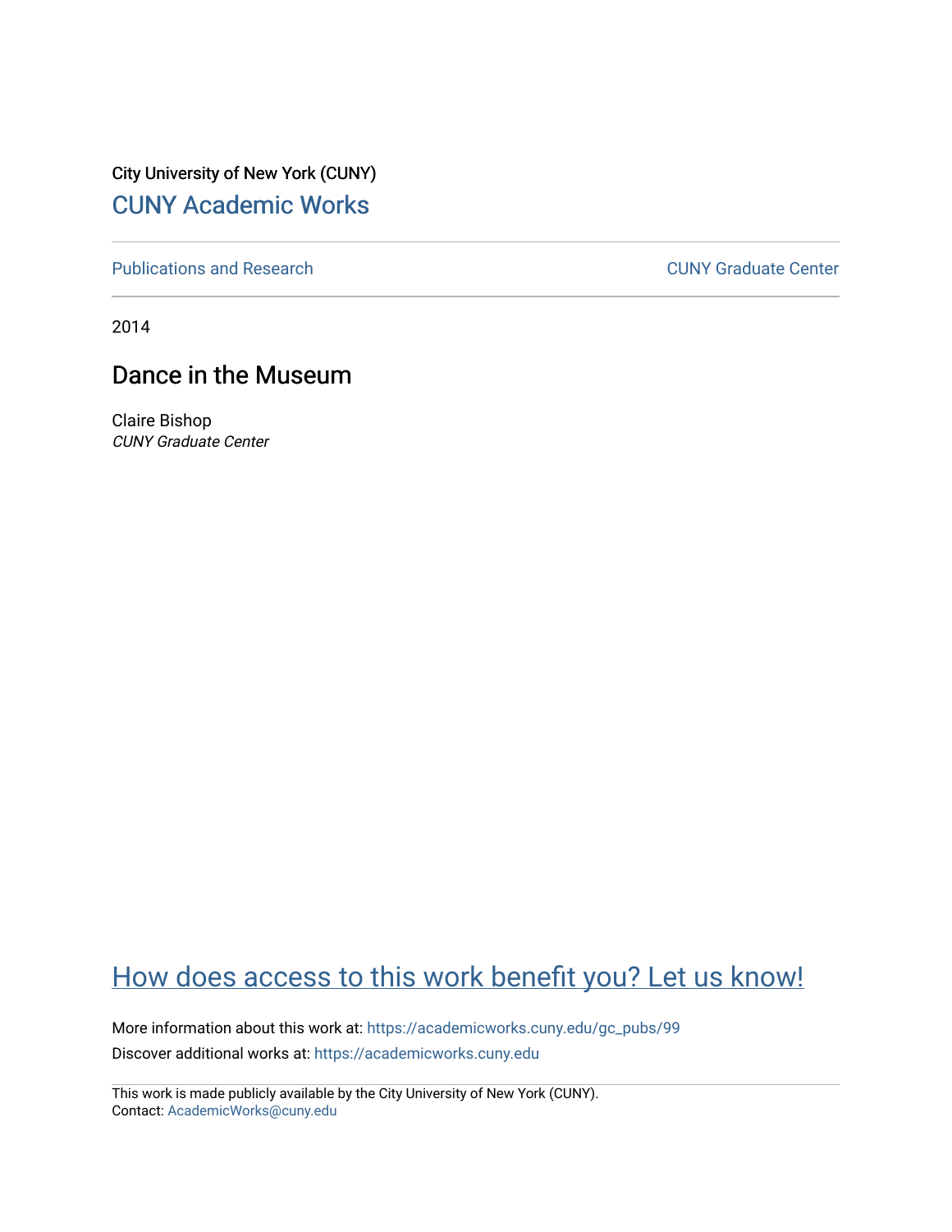City University of New York (CUNY)

CUNY Academic Works

Publications and Research

CUNY Graduate Center

2014

# Dance in the Museum

Claire Bishop
*CUNY Graduate Center*

How does access to this work benefit you? Let us know!

More information about this work at: https://academicworks.cuny.edu/gc_pubs/99

Discover additional works at: https://academicworks.cuny.edu

This work is made publicly available by the City University of New York (CUNY).
Contact: AcademicWorks@cuny.edu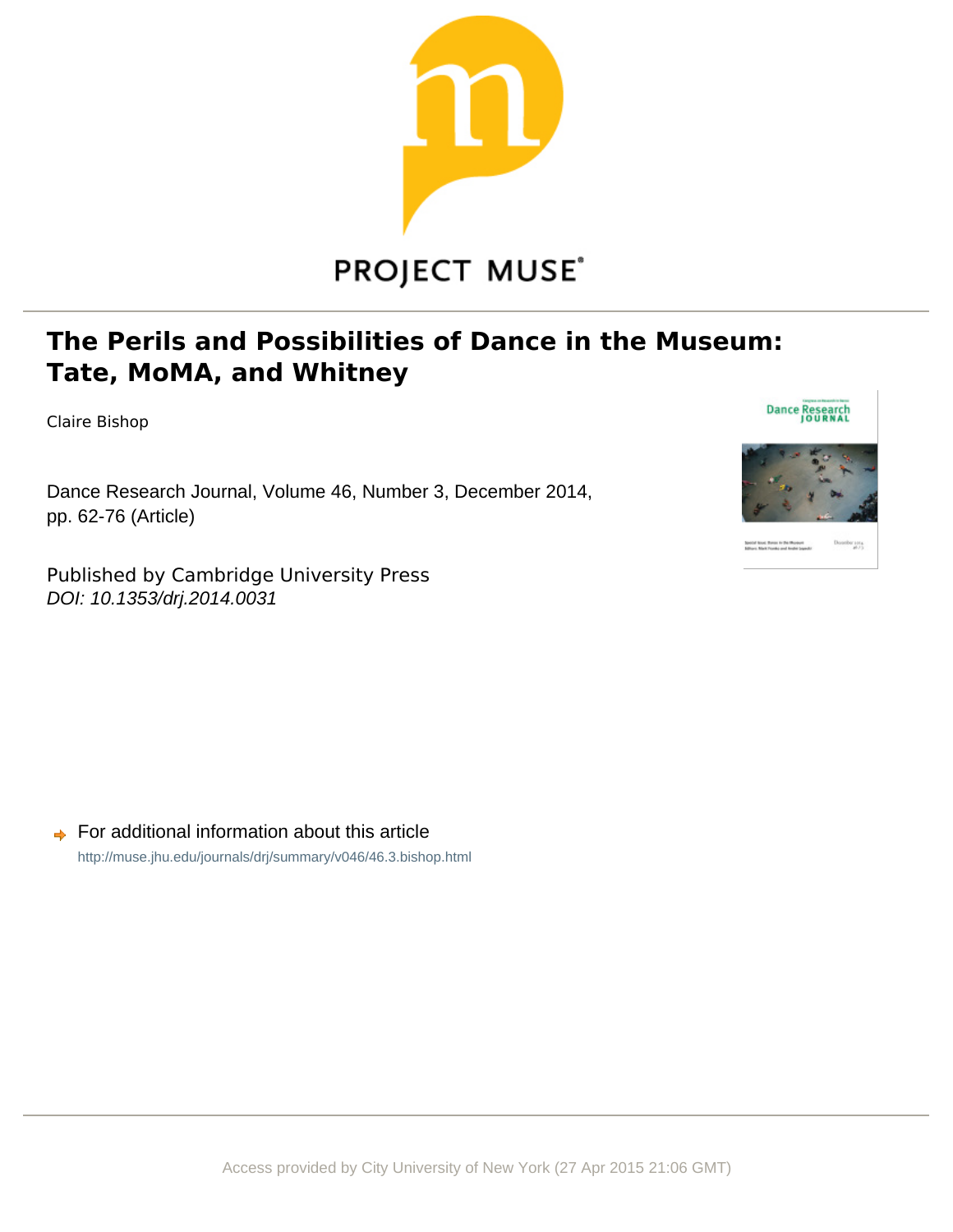PROJECT MUSE®

# The Perils and Possibilities of Dance in the Museum: Tate, MoMA, and Whitney

Claire Bishop

Dance Research Journal, Volume 46, Number 3, December 2014, pp. 62-76 (Article)

Published by Cambridge University Press
*DOI: 10.1353/drj.2014.0031*

For additional information about this article
http://muse.jhu.edu/journals/drj/summary/v046/46.3.bishop.html

Access provided by City University of New York (27 Apr 2015 21:06 GMT)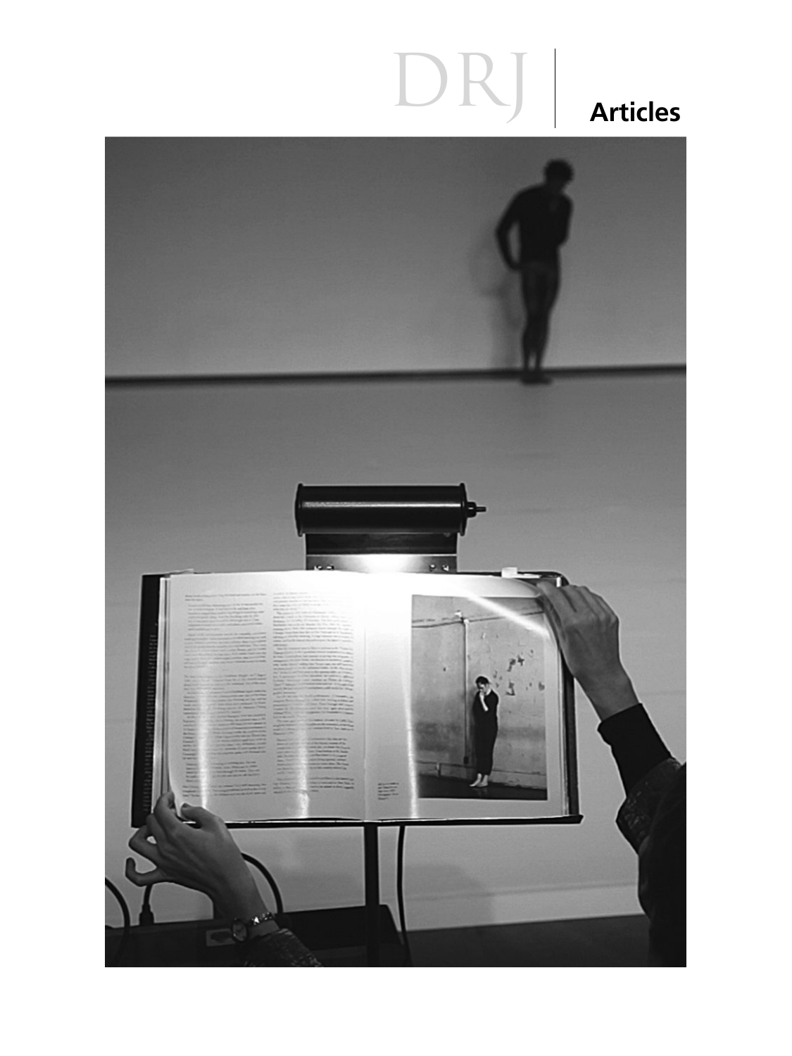# Articles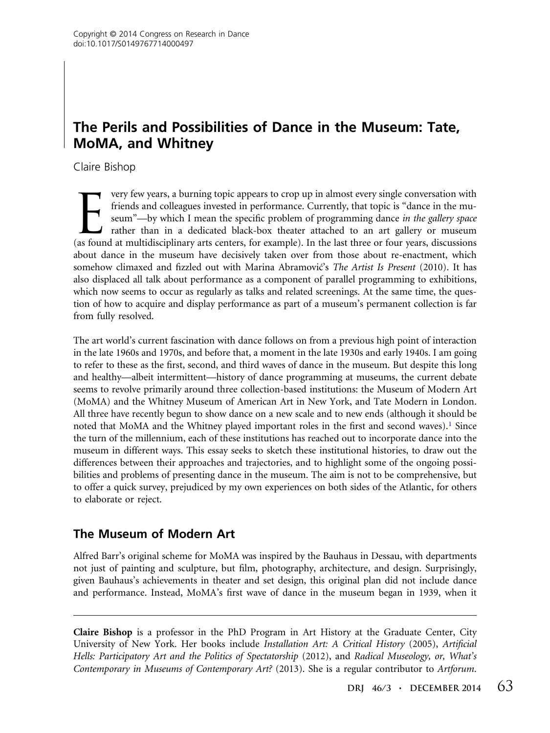Copyright © 2014 Congress on Research in Dance
doi:10.1017/S0149767714000497

# The Perils and Possibilities of Dance in the Museum: Tate, MoMA, and Whitney

Claire Bishop

Every few years, a burning topic appears to crop up in almost every single conversation with friends and colleagues invested in performance. Currently, that topic is "dance in the museum"—by which I mean the specific problem of programming dance *in the gallery space* rather than in a dedicated black-box theater attached to an art gallery or museum (as found at multidisciplinary arts centers, for example). In the last three or four years, discussions about dance in the museum have decisively taken over from those about re-enactment, which somehow climaxed and fizzled out with Marina Abramović's *The Artist Is Present* (2010). It has also displaced all talk about performance as a component of parallel programming to exhibitions, which now seems to occur as regularly as talks and related screenings. At the same time, the question of how to acquire and display performance as part of a museum's permanent collection is far from fully resolved.

The art world's current fascination with dance follows on from a previous high point of interaction in the late 1960s and 1970s, and before that, a moment in the late 1930s and early 1940s. I am going to refer to these as the first, second, and third waves of dance in the museum. But despite this long and healthy—albeit intermittent—history of dance programming at museums, the current debate seems to revolve primarily around three collection-based institutions: the Museum of Modern Art (MoMA) and the Whitney Museum of American Art in New York, and Tate Modern in London. All three have recently begun to show dance on a new scale and to new ends (although it should be noted that MoMA and the Whitney played important roles in the first and second waves).[1] Since the turn of the millennium, each of these institutions has reached out to incorporate dance into the museum in different ways. This essay seeks to sketch these institutional histories, to draw out the differences between their approaches and trajectories, and to highlight some of the ongoing possibilities and problems of presenting dance in the museum. The aim is not to be comprehensive, but to offer a quick survey, prejudiced by my own experiences on both sides of the Atlantic, for others to elaborate or reject.

## The Museum of Modern Art

Alfred Barr's original scheme for MoMA was inspired by the Bauhaus in Dessau, with departments not just of painting and sculpture, but film, photography, architecture, and design. Surprisingly, given Bauhaus's achievements in theater and set design, this original plan did not include dance and performance. Instead, MoMA's first wave of dance in the museum began in 1939, when it

---

**Claire Bishop** is a professor in the PhD Program in Art History at the Graduate Center, City University of New York. Her books include *Installation Art: A Critical History* (2005), *Artificial Hells: Participatory Art and the Politics of Spectatorship* (2012), and *Radical Museology, or, What's Contemporary in Museums of Contemporary Art?* (2013). She is a regular contributor to *Artforum*.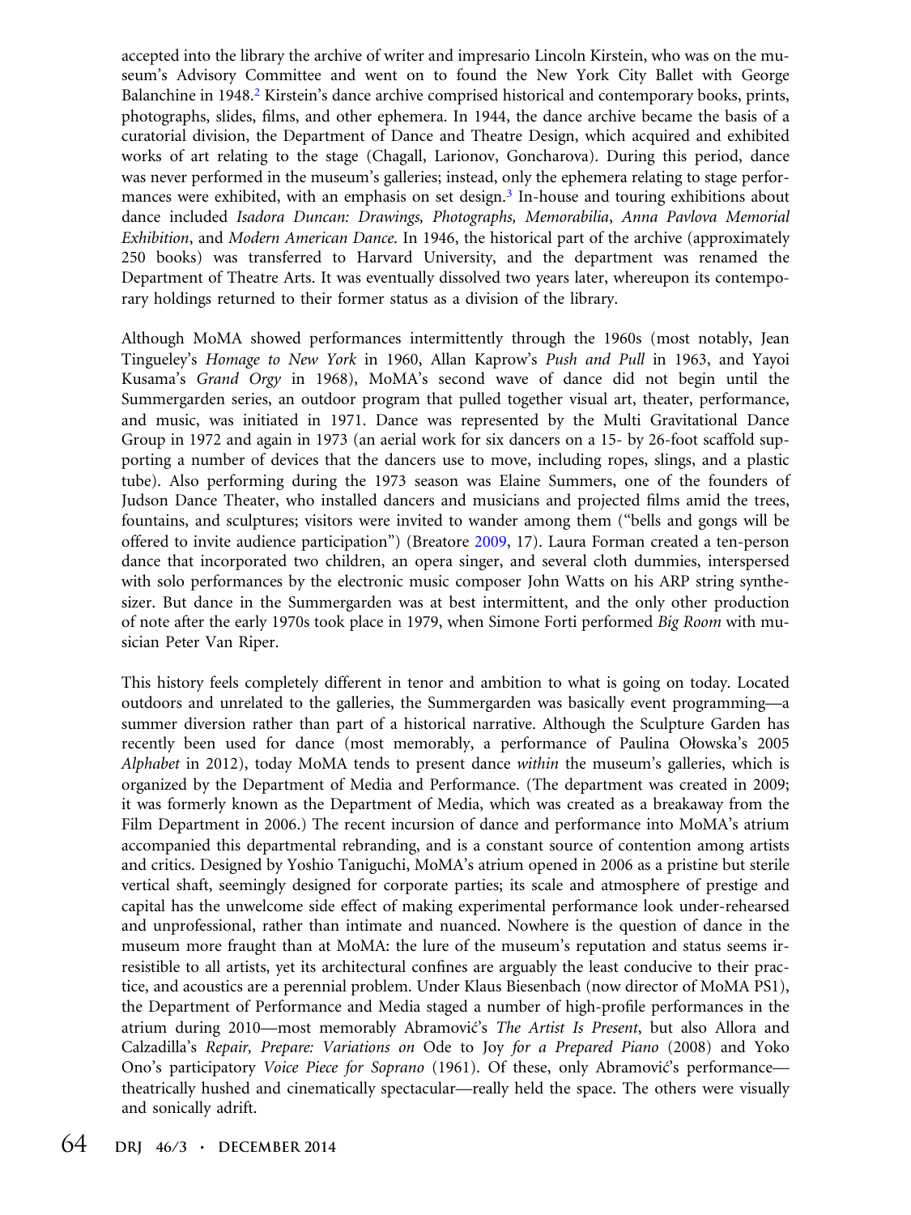accepted into the library the archive of writer and impresario Lincoln Kirstein, who was on the museum's Advisory Committee and went on to found the New York City Ballet with George Balanchine in 1948.[2] Kirstein's dance archive comprised historical and contemporary books, prints, photographs, slides, films, and other ephemera. In 1944, the dance archive became the basis of a curatorial division, the Department of Dance and Theatre Design, which acquired and exhibited works of art relating to the stage (Chagall, Larionov, Goncharova). During this period, dance was never performed in the museum's galleries; instead, only the ephemera relating to stage performances were exhibited, with an emphasis on set design.[3] In-house and touring exhibitions about dance included *Isadora Duncan: Drawings, Photographs, Memorabilia*, *Anna Pavlova Memorial Exhibition*, and *Modern American Dance*. In 1946, the historical part of the archive (approximately 250 books) was transferred to Harvard University, and the department was renamed the Department of Theatre Arts. It was eventually dissolved two years later, whereupon its contemporary holdings returned to their former status as a division of the library.

Although MoMA showed performances intermittently through the 1960s (most notably, Jean Tingueley's *Homage to New York* in 1960, Allan Kaprow's *Push and Pull* in 1963, and Yayoi Kusama's *Grand Orgy* in 1968), MoMA's second wave of dance did not begin until the Summergarden series, an outdoor program that pulled together visual art, theater, performance, and music, was initiated in 1971. Dance was represented by the Multi Gravitational Dance Group in 1972 and again in 1973 (an aerial work for six dancers on a 15- by 26-foot scaffold supporting a number of devices that the dancers use to move, including ropes, slings, and a plastic tube). Also performing during the 1973 season was Elaine Summers, one of the founders of Judson Dance Theater, who installed dancers and musicians and projected films amid the trees, fountains, and sculptures; visitors were invited to wander among them ("bells and gongs will be offered to invite audience participation") (Breatore 2009, 17). Laura Forman created a ten-person dance that incorporated two children, an opera singer, and several cloth dummies, interspersed with solo performances by the electronic music composer John Watts on his ARP string synthesizer. But dance in the Summergarden was at best intermittent, and the only other production of note after the early 1970s took place in 1979, when Simone Forti performed *Big Room* with musician Peter Van Riper.

This history feels completely different in tenor and ambition to what is going on today. Located outdoors and unrelated to the galleries, the Summergarden was basically event programming—a summer diversion rather than part of a historical narrative. Although the Sculpture Garden has recently been used for dance (most memorably, a performance of Paulina Ołowska's 2005 *Alphabet* in 2012), today MoMA tends to present dance *within* the museum's galleries, which is organized by the Department of Media and Performance. (The department was created in 2009; it was formerly known as the Department of Media, which was created as a breakaway from the Film Department in 2006.) The recent incursion of dance and performance into MoMA's atrium accompanied this departmental rebranding, and is a constant source of contention among artists and critics. Designed by Yoshio Taniguchi, MoMA's atrium opened in 2006 as a pristine but sterile vertical shaft, seemingly designed for corporate parties; its scale and atmosphere of prestige and capital has the unwelcome side effect of making experimental performance look under-rehearsed and unprofessional, rather than intimate and nuanced. Nowhere is the question of dance in the museum more fraught than at MoMA: the lure of the museum's reputation and status seems irresistible to all artists, yet its architectural confines are arguably the least conducive to their practice, and acoustics are a perennial problem. Under Klaus Biesenbach (now director of MoMA PS1), the Department of Performance and Media staged a number of high-profile performances in the atrium during 2010—most memorably Abramović's *The Artist Is Present*, but also Allora and Calzadilla's *Repair, Prepare: Variations on* Ode to Joy *for a Prepared Piano* (2008) and Yoko Ono's participatory *Voice Piece for Soprano* (1961). Of these, only Abramović's performance—theatrically hushed and cinematically spectacular—really held the space. The others were visually and sonically adrift.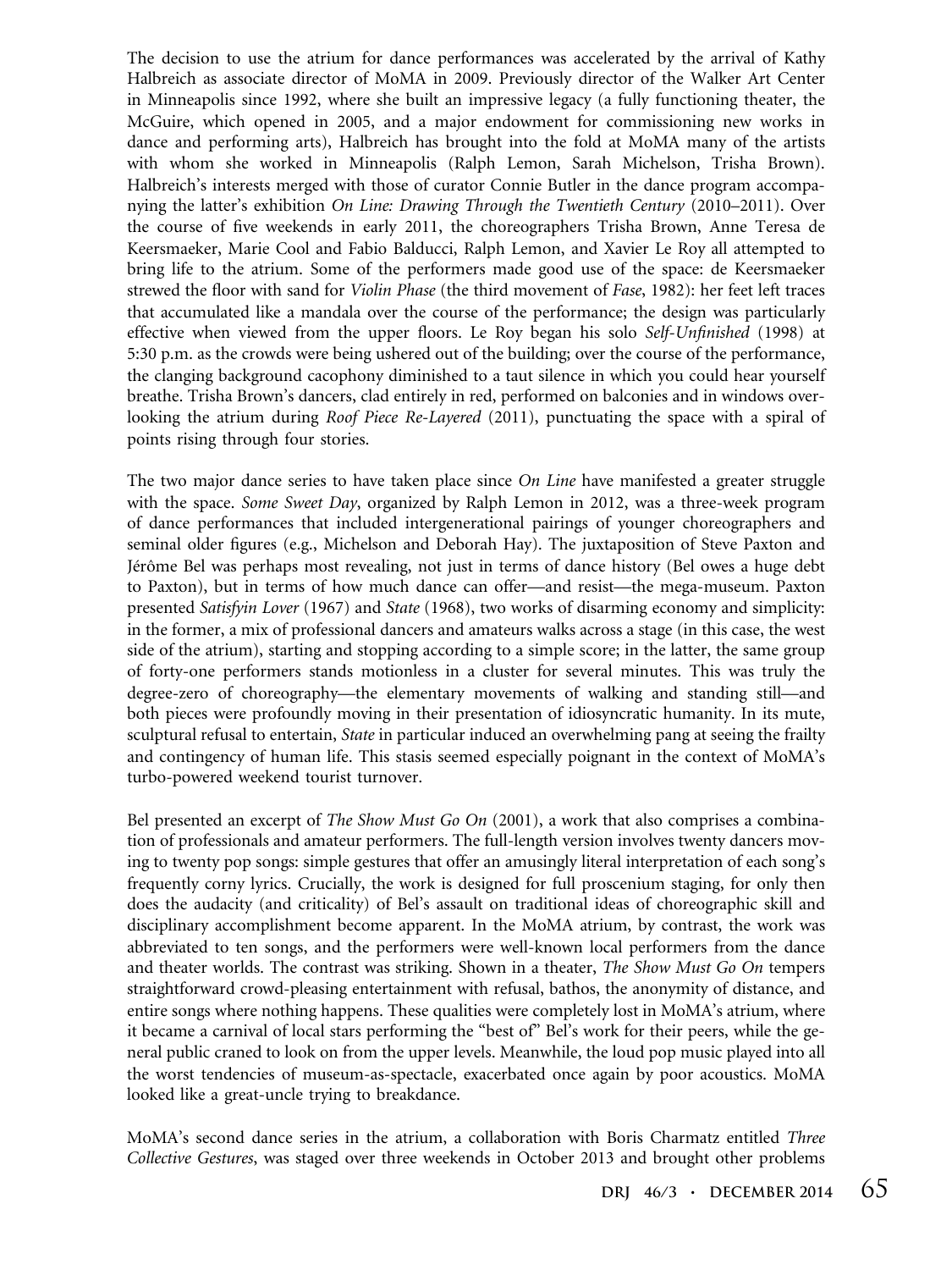The decision to use the atrium for dance performances was accelerated by the arrival of Kathy Halbreich as associate director of MoMA in 2009. Previously director of the Walker Art Center in Minneapolis since 1992, where she built an impressive legacy (a fully functioning theater, the McGuire, which opened in 2005, and a major endowment for commissioning new works in dance and performing arts), Halbreich has brought into the fold at MoMA many of the artists with whom she worked in Minneapolis (Ralph Lemon, Sarah Michelson, Trisha Brown). Halbreich's interests merged with those of curator Connie Butler in the dance program accompanying the latter's exhibition *On Line: Drawing Through the Twentieth Century* (2010–2011). Over the course of five weekends in early 2011, the choreographers Trisha Brown, Anne Teresa de Keersmaeker, Marie Cool and Fabio Balducci, Ralph Lemon, and Xavier Le Roy all attempted to bring life to the atrium. Some of the performers made good use of the space: de Keersmaeker strewed the floor with sand for *Violin Phase* (the third movement of *Fase*, 1982): her feet left traces that accumulated like a mandala over the course of the performance; the design was particularly effective when viewed from the upper floors. Le Roy began his solo *Self-Unfinished* (1998) at 5:30 p.m. as the crowds were being ushered out of the building; over the course of the performance, the clanging background cacophony diminished to a taut silence in which you could hear yourself breathe. Trisha Brown's dancers, clad entirely in red, performed on balconies and in windows overlooking the atrium during *Roof Piece Re-Layered* (2011), punctuating the space with a spiral of points rising through four stories.

The two major dance series to have taken place since *On Line* have manifested a greater struggle with the space. *Some Sweet Day*, organized by Ralph Lemon in 2012, was a three-week program of dance performances that included intergenerational pairings of younger choreographers and seminal older figures (e.g., Michelson and Deborah Hay). The juxtaposition of Steve Paxton and Jérôme Bel was perhaps most revealing, not just in terms of dance history (Bel owes a huge debt to Paxton), but in terms of how much dance can offer—and resist—the mega-museum. Paxton presented *Satisfyin Lover* (1967) and *State* (1968), two works of disarming economy and simplicity: in the former, a mix of professional dancers and amateurs walks across a stage (in this case, the west side of the atrium), starting and stopping according to a simple score; in the latter, the same group of forty-one performers stands motionless in a cluster for several minutes. This was truly the degree-zero of choreography—the elementary movements of walking and standing still—and both pieces were profoundly moving in their presentation of idiosyncratic humanity. In its mute, sculptural refusal to entertain, *State* in particular induced an overwhelming pang at seeing the frailty and contingency of human life. This stasis seemed especially poignant in the context of MoMA's turbo-powered weekend tourist turnover.

Bel presented an excerpt of *The Show Must Go On* (2001), a work that also comprises a combination of professionals and amateur performers. The full-length version involves twenty dancers moving to twenty pop songs: simple gestures that offer an amusingly literal interpretation of each song's frequently corny lyrics. Crucially, the work is designed for full proscenium staging, for only then does the audacity (and criticality) of Bel's assault on traditional ideas of choreographic skill and disciplinary accomplishment become apparent. In the MoMA atrium, by contrast, the work was abbreviated to ten songs, and the performers were well-known local performers from the dance and theater worlds. The contrast was striking. Shown in a theater, *The Show Must Go On* tempers straightforward crowd-pleasing entertainment with refusal, bathos, the anonymity of distance, and entire songs where nothing happens. These qualities were completely lost in MoMA's atrium, where it became a carnival of local stars performing the "best of" Bel's work for their peers, while the general public craned to look on from the upper levels. Meanwhile, the loud pop music played into all the worst tendencies of museum-as-spectacle, exacerbated once again by poor acoustics. MoMA looked like a great-uncle trying to breakdance.

MoMA's second dance series in the atrium, a collaboration with Boris Charmatz entitled *Three Collective Gestures*, was staged over three weekends in October 2013 and brought other problems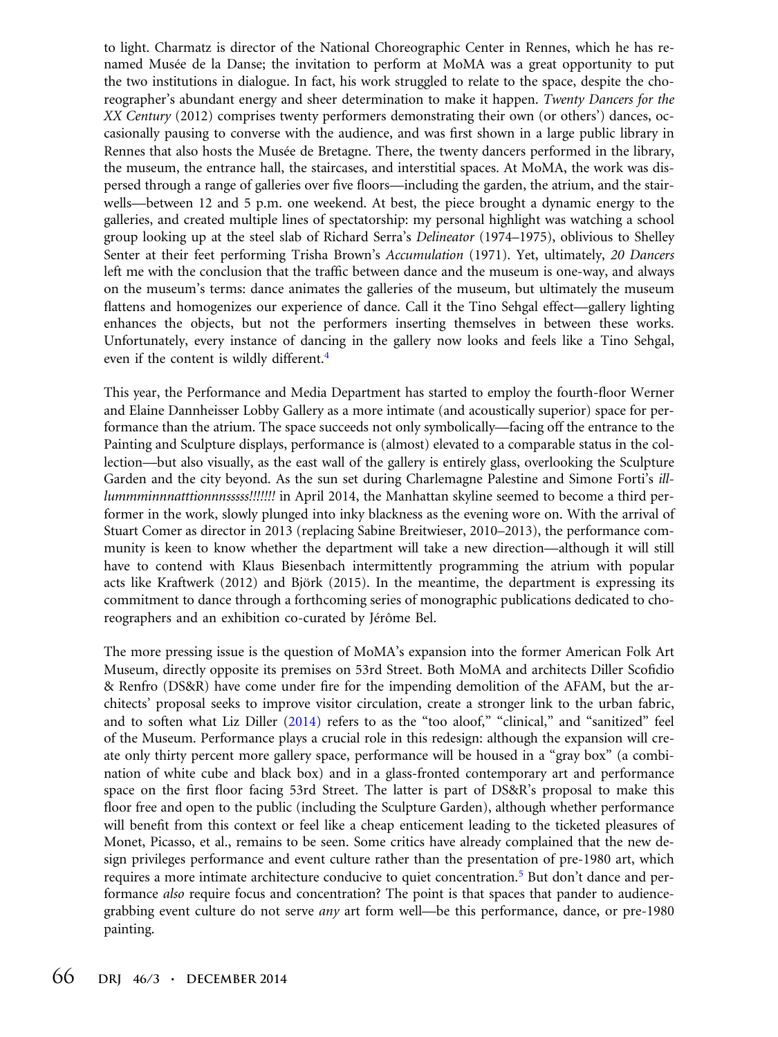to light. Charmatz is director of the National Choreographic Center in Rennes, which he has renamed Musée de la Danse; the invitation to perform at MoMA was a great opportunity to put the two institutions in dialogue. In fact, his work struggled to relate to the space, despite the choreographer's abundant energy and sheer determination to make it happen. *Twenty Dancers for the XX Century* (2012) comprises twenty performers demonstrating their own (or others') dances, occasionally pausing to converse with the audience, and was first shown in a large public library in Rennes that also hosts the Musée de Bretagne. There, the twenty dancers performed in the library, the museum, the entrance hall, the staircases, and interstitial spaces. At MoMA, the work was dispersed through a range of galleries over five floors—including the garden, the atrium, and the stairwells—between 12 and 5 p.m. one weekend. At best, the piece brought a dynamic energy to the galleries, and created multiple lines of spectatorship: my personal highlight was watching a school group looking up at the steel slab of Richard Serra's *Delineator* (1974–1975), oblivious to Shelley Senter at their feet performing Trisha Brown's *Accumulation* (1971). Yet, ultimately, *20 Dancers* left me with the conclusion that the traffic between dance and the museum is one-way, and always on the museum's terms: dance animates the galleries of the museum, but ultimately the museum flattens and homogenizes our experience of dance. Call it the Tino Sehgal effect—gallery lighting enhances the objects, but not the performers inserting themselves in between these works. Unfortunately, every instance of dancing in the gallery now looks and feels like a Tino Sehgal, even if the content is wildly different.[4]

This year, the Performance and Media Department has started to employ the fourth-floor Werner and Elaine Dannheisser Lobby Gallery as a more intimate (and acoustically superior) space for performance than the atrium. The space succeeds not only symbolically—facing off the entrance to the Painting and Sculpture displays, performance is (almost) elevated to a comparable status in the collection—but also visually, as the east wall of the gallery is entirely glass, overlooking the Sculpture Garden and the city beyond. As the sun set during Charlemagne Palestine and Simone Forti's *illlummminnnatttionnnsssss!!!!!!!* in April 2014, the Manhattan skyline seemed to become a third performer in the work, slowly plunged into inky blackness as the evening wore on. With the arrival of Stuart Comer as director in 2013 (replacing Sabine Breitwieser, 2010–2013), the performance community is keen to know whether the department will take a new direction—although it will still have to contend with Klaus Biesenbach intermittently programming the atrium with popular acts like Kraftwerk (2012) and Björk (2015). In the meantime, the department is expressing its commitment to dance through a forthcoming series of monographic publications dedicated to choreographers and an exhibition co-curated by Jérôme Bel.

The more pressing issue is the question of MoMA's expansion into the former American Folk Art Museum, directly opposite its premises on 53rd Street. Both MoMA and architects Diller Scofidio & Renfro (DS&R) have come under fire for the impending demolition of the AFAM, but the architects' proposal seeks to improve visitor circulation, create a stronger link to the urban fabric, and to soften what Liz Diller (2014) refers to as the "too aloof," "clinical," and "sanitized" feel of the Museum. Performance plays a crucial role in this redesign: although the expansion will create only thirty percent more gallery space, performance will be housed in a "gray box" (a combination of white cube and black box) and in a glass-fronted contemporary art and performance space on the first floor facing 53rd Street. The latter is part of DS&R's proposal to make this floor free and open to the public (including the Sculpture Garden), although whether performance will benefit from this context or feel like a cheap enticement leading to the ticketed pleasures of Monet, Picasso, et al., remains to be seen. Some critics have already complained that the new design privileges performance and event culture rather than the presentation of pre-1980 art, which requires a more intimate architecture conducive to quiet concentration.[5] But don't dance and performance *also* require focus and concentration? The point is that spaces that pander to audience-grabbing event culture do not serve *any* art form well—be this performance, dance, or pre-1980 painting.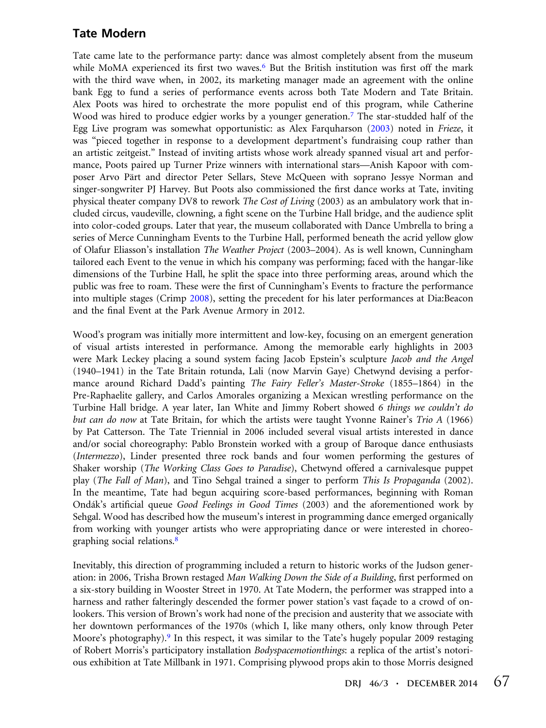## Tate Modern

Tate came late to the performance party: dance was almost completely absent from the museum while MoMA experienced its first two waves.[6] But the British institution was first off the mark with the third wave when, in 2002, its marketing manager made an agreement with the online bank Egg to fund a series of performance events across both Tate Modern and Tate Britain. Alex Poots was hired to orchestrate the more populist end of this program, while Catherine Wood was hired to produce edgier works by a younger generation.[7] The star-studded half of the Egg Live program was somewhat opportunistic: as Alex Farquharson (2003) noted in *Frieze*, it was "pieced together in response to a development department's fundraising coup rather than an artistic zeitgeist." Instead of inviting artists whose work already spanned visual art and performance, Poots paired up Turner Prize winners with international stars—Anish Kapoor with composer Arvo Pärt and director Peter Sellars, Steve McQueen with soprano Jessye Norman and singer-songwriter PJ Harvey. But Poots also commissioned the first dance works at Tate, inviting physical theater company DV8 to rework *The Cost of Living* (2003) as an ambulatory work that included circus, vaudeville, clowning, a fight scene on the Turbine Hall bridge, and the audience split into color-coded groups. Later that year, the museum collaborated with Dance Umbrella to bring a series of Merce Cunningham Events to the Turbine Hall, performed beneath the acrid yellow glow of Olafur Eliasson's installation *The Weather Project* (2003–2004). As is well known, Cunningham tailored each Event to the venue in which his company was performing; faced with the hangar-like dimensions of the Turbine Hall, he split the space into three performing areas, around which the public was free to roam. These were the first of Cunningham's Events to fracture the performance into multiple stages (Crimp 2008), setting the precedent for his later performances at Dia:Beacon and the final Event at the Park Avenue Armory in 2012.

Wood's program was initially more intermittent and low-key, focusing on an emergent generation of visual artists interested in performance. Among the memorable early highlights in 2003 were Mark Leckey placing a sound system facing Jacob Epstein's sculpture *Jacob and the Angel* (1940–1941) in the Tate Britain rotunda, Lali (now Marvin Gaye) Chetwynd devising a performance around Richard Dadd's painting *The Fairy Feller's Master-Stroke* (1855–1864) in the Pre-Raphaelite gallery, and Carlos Amorales organizing a Mexican wrestling performance on the Turbine Hall bridge. A year later, Ian White and Jimmy Robert showed *6 things we couldn't do but can do now* at Tate Britain, for which the artists were taught Yvonne Rainer's *Trio A* (1966) by Pat Catterson. The Tate Triennial in 2006 included several visual artists interested in dance and/or social choreography: Pablo Bronstein worked with a group of Baroque dance enthusiasts (*Intermezzo*), Linder presented three rock bands and four women performing the gestures of Shaker worship (*The Working Class Goes to Paradise*), Chetwynd offered a carnivalesque puppet play (*The Fall of Man*), and Tino Sehgal trained a singer to perform *This Is Propaganda* (2002). In the meantime, Tate had begun acquiring score-based performances, beginning with Roman Ondák's artificial queue *Good Feelings in Good Times* (2003) and the aforementioned work by Sehgal. Wood has described how the museum's interest in programming dance emerged organically from working with younger artists who were appropriating dance or were interested in choreographing social relations.[8]

Inevitably, this direction of programming included a return to historic works of the Judson generation: in 2006, Trisha Brown restaged *Man Walking Down the Side of a Building*, first performed on a six-story building in Wooster Street in 1970. At Tate Modern, the performer was strapped into a harness and rather falteringly descended the former power station's vast façade to a crowd of onlookers. This version of Brown's work had none of the precision and austerity that we associate with her downtown performances of the 1970s (which I, like many others, only know through Peter Moore's photography).[9] In this respect, it was similar to the Tate's hugely popular 2009 restaging of Robert Morris's participatory installation *Bodyspacemotionthings*: a replica of the artist's notorious exhibition at Tate Millbank in 1971. Comprising plywood props akin to those Morris designed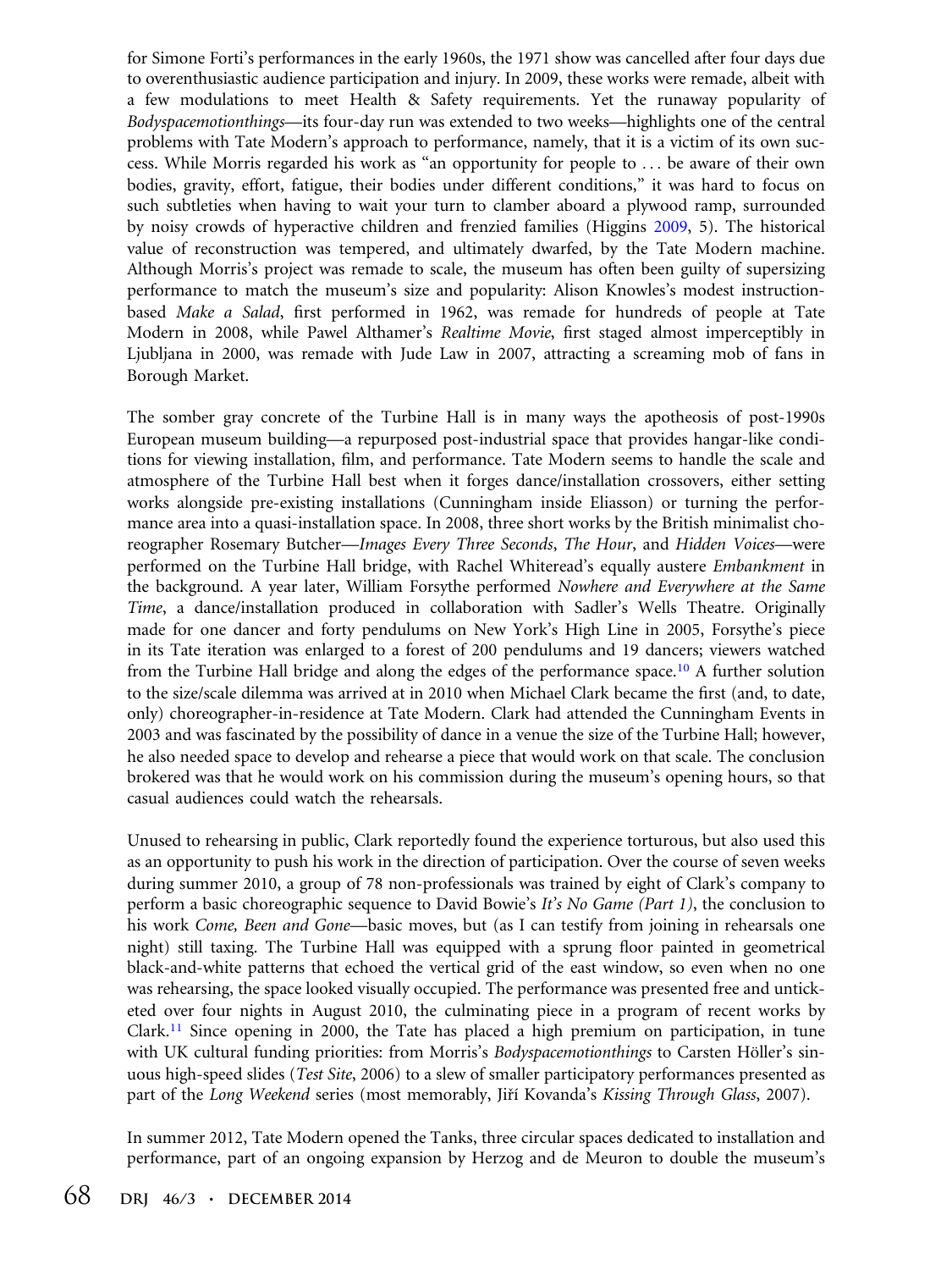for Simone Forti's performances in the early 1960s, the 1971 show was cancelled after four days due to overenthusiastic audience participation and injury. In 2009, these works were remade, albeit with a few modulations to meet Health & Safety requirements. Yet the runaway popularity of *Bodyspacemotionthings*—its four-day run was extended to two weeks—highlights one of the central problems with Tate Modern's approach to performance, namely, that it is a victim of its own success. While Morris regarded his work as "an opportunity for people to . . . be aware of their own bodies, gravity, effort, fatigue, their bodies under different conditions," it was hard to focus on such subtleties when having to wait your turn to clamber aboard a plywood ramp, surrounded by noisy crowds of hyperactive children and frenzied families (Higgins 2009, 5). The historical value of reconstruction was tempered, and ultimately dwarfed, by the Tate Modern machine. Although Morris's project was remade to scale, the museum has often been guilty of supersizing performance to match the museum's size and popularity: Alison Knowles's modest instruction-based *Make a Salad*, first performed in 1962, was remade for hundreds of people at Tate Modern in 2008, while Pawel Althamer's *Realtime Movie*, first staged almost imperceptibly in Ljubljana in 2000, was remade with Jude Law in 2007, attracting a screaming mob of fans in Borough Market.

The somber gray concrete of the Turbine Hall is in many ways the apotheosis of post-1990s European museum building—a repurposed post-industrial space that provides hangar-like conditions for viewing installation, film, and performance. Tate Modern seems to handle the scale and atmosphere of the Turbine Hall best when it forges dance/installation crossovers, either setting works alongside pre-existing installations (Cunningham inside Eliasson) or turning the performance area into a quasi-installation space. In 2008, three short works by the British minimalist choreographer Rosemary Butcher—*Images Every Three Seconds*, *The Hour*, and *Hidden Voices*—were performed on the Turbine Hall bridge, with Rachel Whiteread's equally austere *Embankment* in the background. A year later, William Forsythe performed *Nowhere and Everywhere at the Same Time*, a dance/installation produced in collaboration with Sadler's Wells Theatre. Originally made for one dancer and forty pendulums on New York's High Line in 2005, Forsythe's piece in its Tate iteration was enlarged to a forest of 200 pendulums and 19 dancers; viewers watched from the Turbine Hall bridge and along the edges of the performance space.[10] A further solution to the size/scale dilemma was arrived at in 2010 when Michael Clark became the first (and, to date, only) choreographer-in-residence at Tate Modern. Clark had attended the Cunningham Events in 2003 and was fascinated by the possibility of dance in a venue the size of the Turbine Hall; however, he also needed space to develop and rehearse a piece that would work on that scale. The conclusion brokered was that he would work on his commission during the museum's opening hours, so that casual audiences could watch the rehearsals.

Unused to rehearsing in public, Clark reportedly found the experience torturous, but also used this as an opportunity to push his work in the direction of participation. Over the course of seven weeks during summer 2010, a group of 78 non-professionals was trained by eight of Clark's company to perform a basic choreographic sequence to David Bowie's *It's No Game (Part 1)*, the conclusion to his work *Come, Been and Gone*—basic moves, but (as I can testify from joining in rehearsals one night) still taxing. The Turbine Hall was equipped with a sprung floor painted in geometrical black-and-white patterns that echoed the vertical grid of the east window, so even when no one was rehearsing, the space looked visually occupied. The performance was presented free and unticketed over four nights in August 2010, the culminating piece in a program of recent works by Clark.[11] Since opening in 2000, the Tate has placed a high premium on participation, in tune with UK cultural funding priorities: from Morris's *Bodyspacemotionthings* to Carsten Höller's sinuous high-speed slides (*Test Site*, 2006) to a slew of smaller participatory performances presented as part of the *Long Weekend* series (most memorably, Jiří Kovanda's *Kissing Through Glass*, 2007).

In summer 2012, Tate Modern opened the Tanks, three circular spaces dedicated to installation and performance, part of an ongoing expansion by Herzog and de Meuron to double the museum's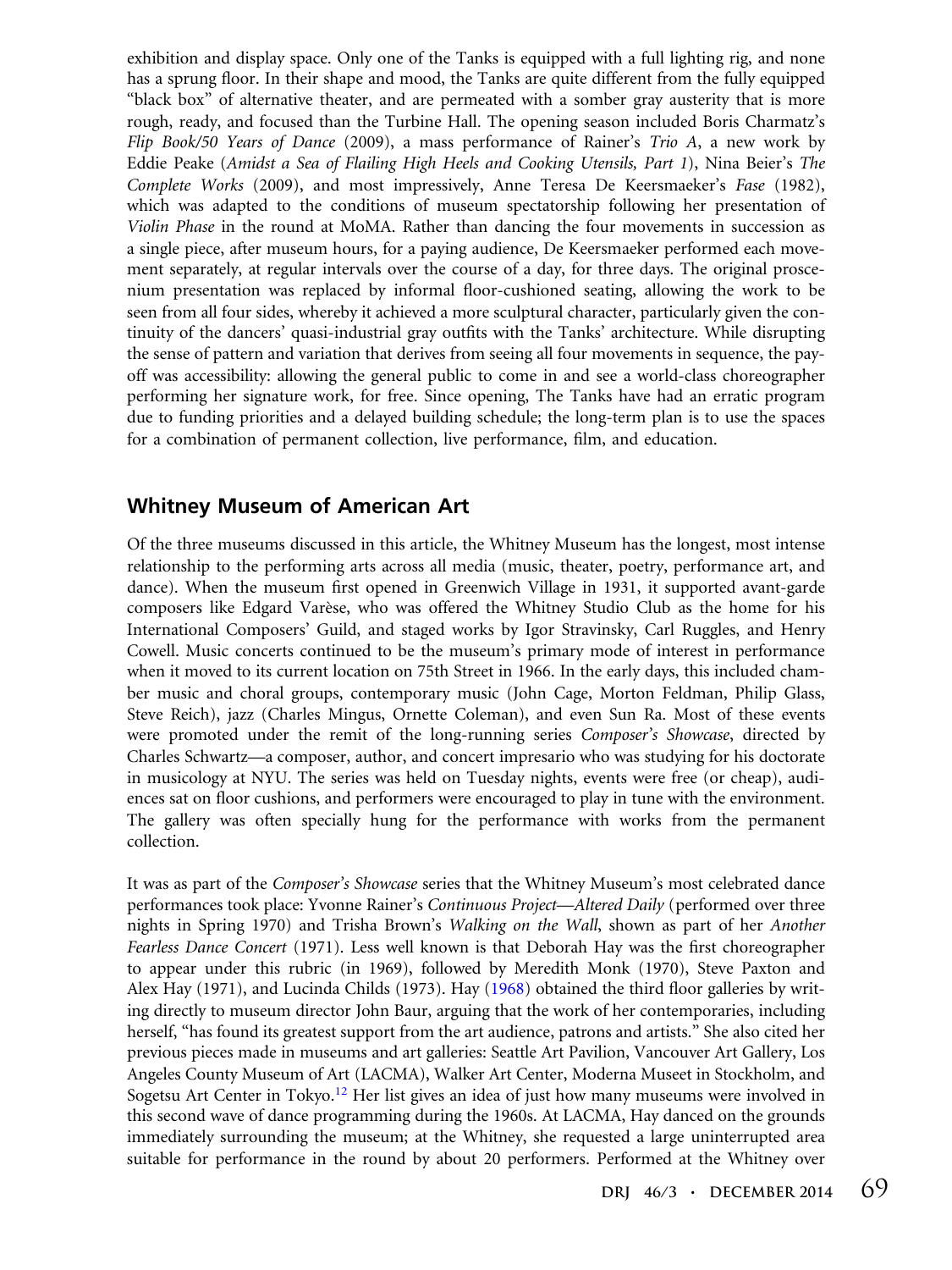exhibition and display space. Only one of the Tanks is equipped with a full lighting rig, and none has a sprung floor. In their shape and mood, the Tanks are quite different from the fully equipped "black box" of alternative theater, and are permeated with a somber gray austerity that is more rough, ready, and focused than the Turbine Hall. The opening season included Boris Charmatz's *Flip Book/50 Years of Dance* (2009), a mass performance of Rainer's *Trio A*, a new work by Eddie Peake (*Amidst a Sea of Flailing High Heels and Cooking Utensils, Part 1*), Nina Beier's *The Complete Works* (2009), and most impressively, Anne Teresa De Keersmaeker's *Fase* (1982), which was adapted to the conditions of museum spectatorship following her presentation of *Violin Phase* in the round at MoMA. Rather than dancing the four movements in succession as a single piece, after museum hours, for a paying audience, De Keersmaeker performed each movement separately, at regular intervals over the course of a day, for three days. The original proscenium presentation was replaced by informal floor-cushioned seating, allowing the work to be seen from all four sides, whereby it achieved a more sculptural character, particularly given the continuity of the dancers' quasi-industrial gray outfits with the Tanks' architecture. While disrupting the sense of pattern and variation that derives from seeing all four movements in sequence, the payoff was accessibility: allowing the general public to come in and see a world-class choreographer performing her signature work, for free. Since opening, The Tanks have had an erratic program due to funding priorities and a delayed building schedule; the long-term plan is to use the spaces for a combination of permanent collection, live performance, film, and education.

## Whitney Museum of American Art

Of the three museums discussed in this article, the Whitney Museum has the longest, most intense relationship to the performing arts across all media (music, theater, poetry, performance art, and dance). When the museum first opened in Greenwich Village in 1931, it supported avant-garde composers like Edgard Varèse, who was offered the Whitney Studio Club as the home for his International Composers' Guild, and staged works by Igor Stravinsky, Carl Ruggles, and Henry Cowell. Music concerts continued to be the museum's primary mode of interest in performance when it moved to its current location on 75th Street in 1966. In the early days, this included chamber music and choral groups, contemporary music (John Cage, Morton Feldman, Philip Glass, Steve Reich), jazz (Charles Mingus, Ornette Coleman), and even Sun Ra. Most of these events were promoted under the remit of the long-running series *Composer's Showcase*, directed by Charles Schwartz—a composer, author, and concert impresario who was studying for his doctorate in musicology at NYU. The series was held on Tuesday nights, events were free (or cheap), audiences sat on floor cushions, and performers were encouraged to play in tune with the environment. The gallery was often specially hung for the performance with works from the permanent collection.

It was as part of the *Composer's Showcase* series that the Whitney Museum's most celebrated dance performances took place: Yvonne Rainer's *Continuous Project—Altered Daily* (performed over three nights in Spring 1970) and Trisha Brown's *Walking on the Wall*, shown as part of her *Another Fearless Dance Concert* (1971). Less well known is that Deborah Hay was the first choreographer to appear under this rubric (in 1969), followed by Meredith Monk (1970), Steve Paxton and Alex Hay (1971), and Lucinda Childs (1973). Hay (1968) obtained the third floor galleries by writing directly to museum director John Baur, arguing that the work of her contemporaries, including herself, "has found its greatest support from the art audience, patrons and artists." She also cited her previous pieces made in museums and art galleries: Seattle Art Pavilion, Vancouver Art Gallery, Los Angeles County Museum of Art (LACMA), Walker Art Center, Moderna Museet in Stockholm, and Sogetsu Art Center in Tokyo.[12] Her list gives an idea of just how many museums were involved in this second wave of dance programming during the 1960s. At LACMA, Hay danced on the grounds immediately surrounding the museum; at the Whitney, she requested a large uninterrupted area suitable for performance in the round by about 20 performers. Performed at the Whitney over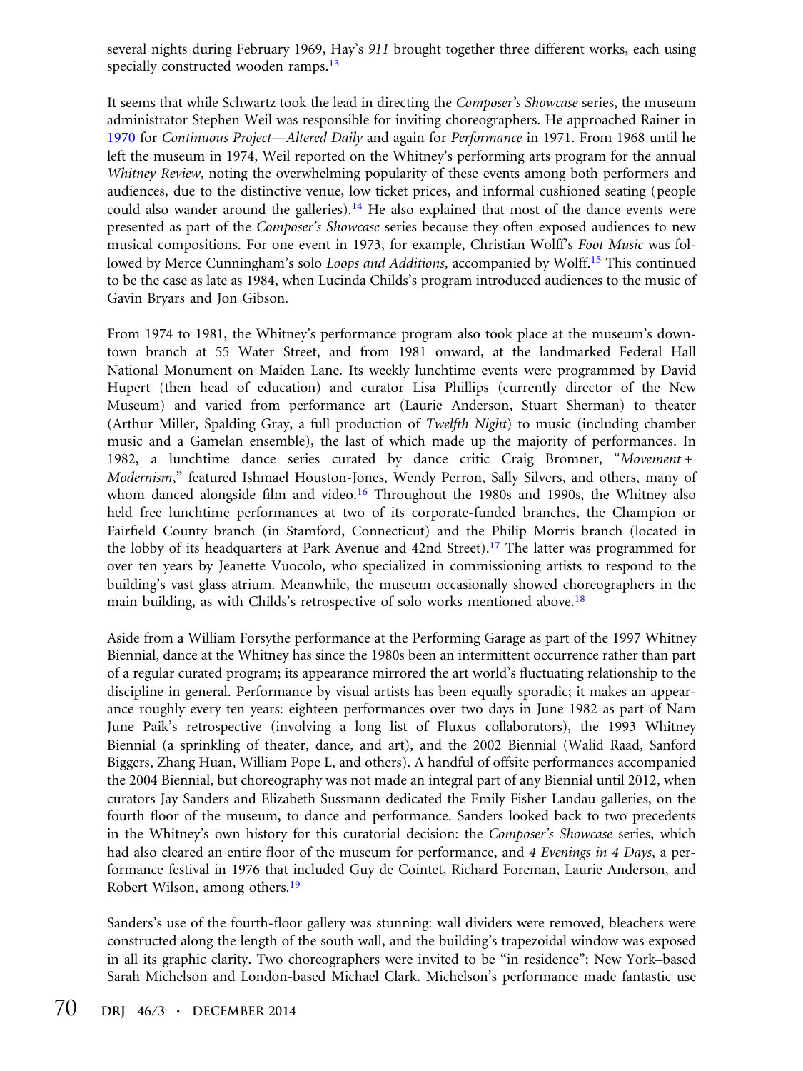several nights during February 1969, Hay's *911* brought together three different works, each using specially constructed wooden ramps.[13]

It seems that while Schwartz took the lead in directing the *Composer's Showcase* series, the museum administrator Stephen Weil was responsible for inviting choreographers. He approached Rainer in 1970 for *Continuous Project—Altered Daily* and again for *Performance* in 1971. From 1968 until he left the museum in 1974, Weil reported on the Whitney's performing arts program for the annual *Whitney Review*, noting the overwhelming popularity of these events among both performers and audiences, due to the distinctive venue, low ticket prices, and informal cushioned seating (people could also wander around the galleries).[14] He also explained that most of the dance events were presented as part of the *Composer's Showcase* series because they often exposed audiences to new musical compositions. For one event in 1973, for example, Christian Wolff's *Foot Music* was followed by Merce Cunningham's solo *Loops and Additions*, accompanied by Wolff.[15] This continued to be the case as late as 1984, when Lucinda Childs's program introduced audiences to the music of Gavin Bryars and Jon Gibson.

From 1974 to 1981, the Whitney's performance program also took place at the museum's downtown branch at 55 Water Street, and from 1981 onward, at the landmarked Federal Hall National Monument on Maiden Lane. Its weekly lunchtime events were programmed by David Hupert (then head of education) and curator Lisa Phillips (currently director of the New Museum) and varied from performance art (Laurie Anderson, Stuart Sherman) to theater (Arthur Miller, Spalding Gray, a full production of *Twelfth Night*) to music (including chamber music and a Gamelan ensemble), the last of which made up the majority of performances. In 1982, a lunchtime dance series curated by dance critic Craig Bromner, "*Movement + Modernism*," featured Ishmael Houston-Jones, Wendy Perron, Sally Silvers, and others, many of whom danced alongside film and video.[16] Throughout the 1980s and 1990s, the Whitney also held free lunchtime performances at two of its corporate-funded branches, the Champion or Fairfield County branch (in Stamford, Connecticut) and the Philip Morris branch (located in the lobby of its headquarters at Park Avenue and 42nd Street).[17] The latter was programmed for over ten years by Jeanette Vuocolo, who specialized in commissioning artists to respond to the building's vast glass atrium. Meanwhile, the museum occasionally showed choreographers in the main building, as with Childs's retrospective of solo works mentioned above.[18]

Aside from a William Forsythe performance at the Performing Garage as part of the 1997 Whitney Biennial, dance at the Whitney has since the 1980s been an intermittent occurrence rather than part of a regular curated program; its appearance mirrored the art world's fluctuating relationship to the discipline in general. Performance by visual artists has been equally sporadic; it makes an appearance roughly every ten years: eighteen performances over two days in June 1982 as part of Nam June Paik's retrospective (involving a long list of Fluxus collaborators), the 1993 Whitney Biennial (a sprinkling of theater, dance, and art), and the 2002 Biennial (Walid Raad, Sanford Biggers, Zhang Huan, William Pope L, and others). A handful of offsite performances accompanied the 2004 Biennial, but choreography was not made an integral part of any Biennial until 2012, when curators Jay Sanders and Elizabeth Sussmann dedicated the Emily Fisher Landau galleries, on the fourth floor of the museum, to dance and performance. Sanders looked back to two precedents in the Whitney's own history for this curatorial decision: the *Composer's Showcase* series, which had also cleared an entire floor of the museum for performance, and *4 Evenings in 4 Days*, a performance festival in 1976 that included Guy de Cointet, Richard Foreman, Laurie Anderson, and Robert Wilson, among others.[19]

Sanders's use of the fourth-floor gallery was stunning: wall dividers were removed, bleachers were constructed along the length of the south wall, and the building's trapezoidal window was exposed in all its graphic clarity. Two choreographers were invited to be "in residence": New York–based Sarah Michelson and London-based Michael Clark. Michelson's performance made fantastic use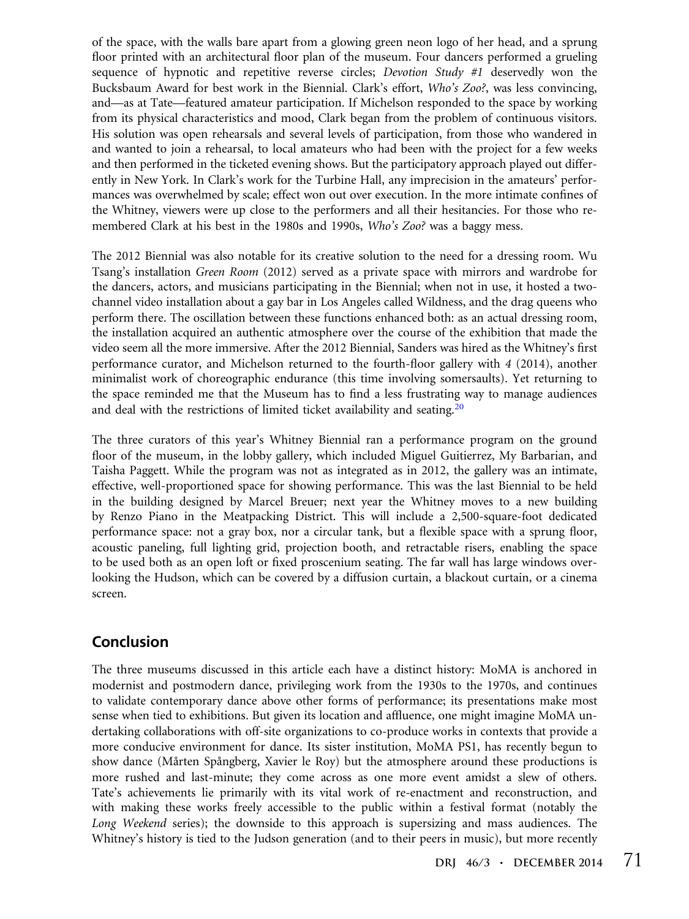of the space, with the walls bare apart from a glowing green neon logo of her head, and a sprung floor printed with an architectural floor plan of the museum. Four dancers performed a grueling sequence of hypnotic and repetitive reverse circles; *Devotion Study #1* deservedly won the Bucksbaum Award for best work in the Biennial. Clark's effort, *Who's Zoo?*, was less convincing, and—as at Tate—featured amateur participation. If Michelson responded to the space by working from its physical characteristics and mood, Clark began from the problem of continuous visitors. His solution was open rehearsals and several levels of participation, from those who wandered in and wanted to join a rehearsal, to local amateurs who had been with the project for a few weeks and then performed in the ticketed evening shows. But the participatory approach played out differently in New York. In Clark's work for the Turbine Hall, any imprecision in the amateurs' performances was overwhelmed by scale; effect won out over execution. In the more intimate confines of the Whitney, viewers were up close to the performers and all their hesitancies. For those who remembered Clark at his best in the 1980s and 1990s, *Who's Zoo?* was a baggy mess.

The 2012 Biennial was also notable for its creative solution to the need for a dressing room. Wu Tsang's installation *Green Room* (2012) served as a private space with mirrors and wardrobe for the dancers, actors, and musicians participating in the Biennial; when not in use, it hosted a two-channel video installation about a gay bar in Los Angeles called Wildness, and the drag queens who perform there. The oscillation between these functions enhanced both: as an actual dressing room, the installation acquired an authentic atmosphere over the course of the exhibition that made the video seem all the more immersive. After the 2012 Biennial, Sanders was hired as the Whitney's first performance curator, and Michelson returned to the fourth-floor gallery with *4* (2014), another minimalist work of choreographic endurance (this time involving somersaults). Yet returning to the space reminded me that the Museum has to find a less frustrating way to manage audiences and deal with the restrictions of limited ticket availability and seating.[20]

The three curators of this year's Whitney Biennial ran a performance program on the ground floor of the museum, in the lobby gallery, which included Miguel Guitierrez, My Barbarian, and Taisha Paggett. While the program was not as integrated as in 2012, the gallery was an intimate, effective, well-proportioned space for showing performance. This was the last Biennial to be held in the building designed by Marcel Breuer; next year the Whitney moves to a new building by Renzo Piano in the Meatpacking District. This will include a 2,500-square-foot dedicated performance space: not a gray box, nor a circular tank, but a flexible space with a sprung floor, acoustic paneling, full lighting grid, projection booth, and retractable risers, enabling the space to be used both as an open loft or fixed proscenium seating. The far wall has large windows overlooking the Hudson, which can be covered by a diffusion curtain, a blackout curtain, or a cinema screen.

## Conclusion

The three museums discussed in this article each have a distinct history: MoMA is anchored in modernist and postmodern dance, privileging work from the 1930s to the 1970s, and continues to validate contemporary dance above other forms of performance; its presentations make most sense when tied to exhibitions. But given its location and affluence, one might imagine MoMA undertaking collaborations with off-site organizations to co-produce works in contexts that provide a more conducive environment for dance. Its sister institution, MoMA PS1, has recently begun to show dance (Mårten Spångberg, Xavier le Roy) but the atmosphere around these productions is more rushed and last-minute; they come across as one more event amidst a slew of others. Tate's achievements lie primarily with its vital work of re-enactment and reconstruction, and with making these works freely accessible to the public within a festival format (notably the *Long Weekend* series); the downside to this approach is supersizing and mass audiences. The Whitney's history is tied to the Judson generation (and to their peers in music), but more recently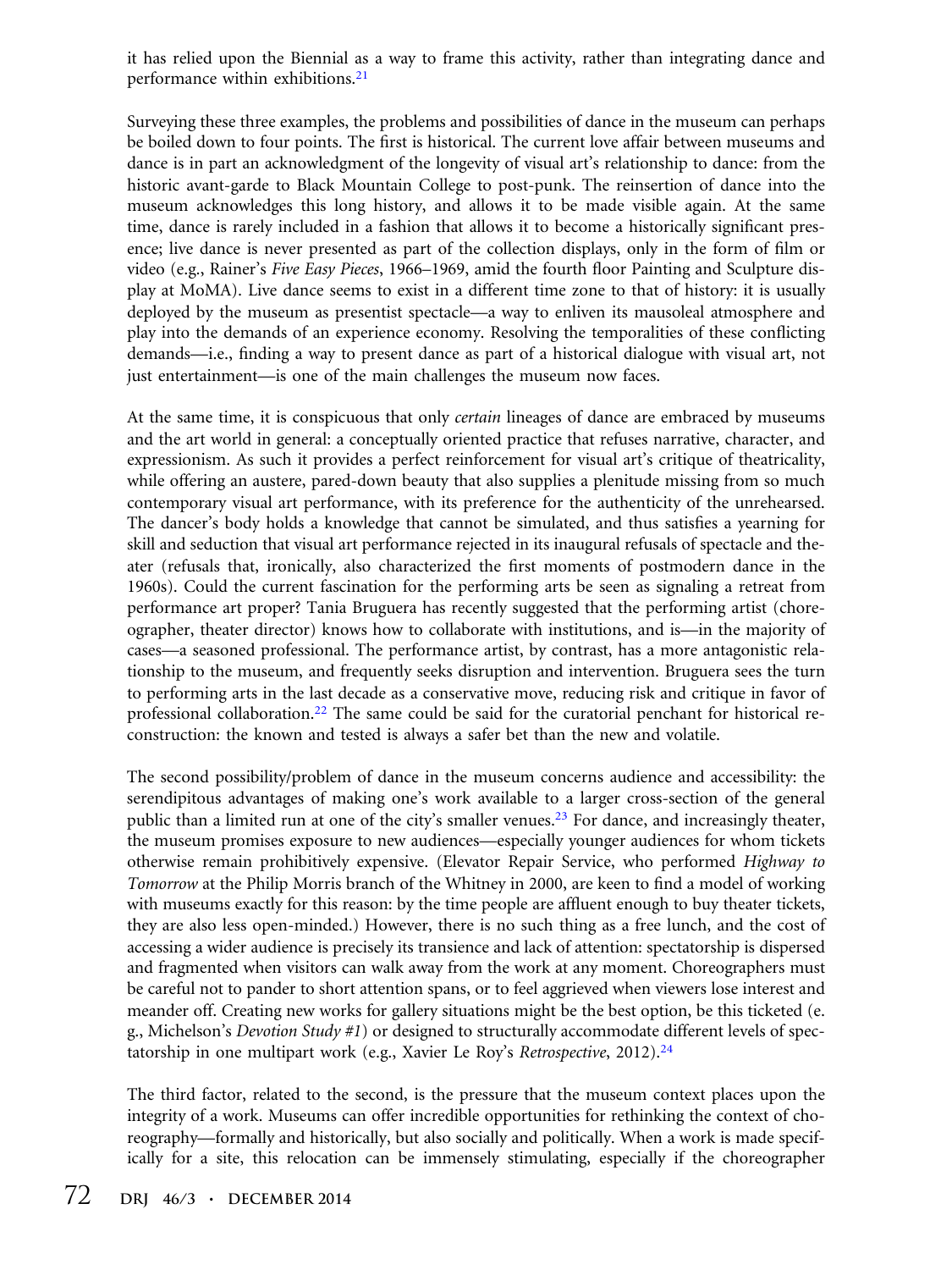it has relied upon the Biennial as a way to frame this activity, rather than integrating dance and performance within exhibitions.[21]

Surveying these three examples, the problems and possibilities of dance in the museum can perhaps be boiled down to four points. The first is historical. The current love affair between museums and dance is in part an acknowledgment of the longevity of visual art's relationship to dance: from the historic avant-garde to Black Mountain College to post-punk. The reinsertion of dance into the museum acknowledges this long history, and allows it to be made visible again. At the same time, dance is rarely included in a fashion that allows it to become a historically significant presence; live dance is never presented as part of the collection displays, only in the form of film or video (e.g., Rainer's *Five Easy Pieces*, 1966–1969, amid the fourth floor Painting and Sculpture display at MoMA). Live dance seems to exist in a different time zone to that of history: it is usually deployed by the museum as presentist spectacle—a way to enliven its mausoleal atmosphere and play into the demands of an experience economy. Resolving the temporalities of these conflicting demands—i.e., finding a way to present dance as part of a historical dialogue with visual art, not just entertainment—is one of the main challenges the museum now faces.

At the same time, it is conspicuous that only *certain* lineages of dance are embraced by museums and the art world in general: a conceptually oriented practice that refuses narrative, character, and expressionism. As such it provides a perfect reinforcement for visual art's critique of theatricality, while offering an austere, pared-down beauty that also supplies a plenitude missing from so much contemporary visual art performance, with its preference for the authenticity of the unrehearsed. The dancer's body holds a knowledge that cannot be simulated, and thus satisfies a yearning for skill and seduction that visual art performance rejected in its inaugural refusals of spectacle and theater (refusals that, ironically, also characterized the first moments of postmodern dance in the 1960s). Could the current fascination for the performing arts be seen as signaling a retreat from performance art proper? Tania Bruguera has recently suggested that the performing artist (choreographer, theater director) knows how to collaborate with institutions, and is—in the majority of cases—a seasoned professional. The performance artist, by contrast, has a more antagonistic relationship to the museum, and frequently seeks disruption and intervention. Bruguera sees the turn to performing arts in the last decade as a conservative move, reducing risk and critique in favor of professional collaboration.[22] The same could be said for the curatorial penchant for historical reconstruction: the known and tested is always a safer bet than the new and volatile.

The second possibility/problem of dance in the museum concerns audience and accessibility: the serendipitous advantages of making one's work available to a larger cross-section of the general public than a limited run at one of the city's smaller venues.[23] For dance, and increasingly theater, the museum promises exposure to new audiences—especially younger audiences for whom tickets otherwise remain prohibitively expensive. (Elevator Repair Service, who performed *Highway to Tomorrow* at the Philip Morris branch of the Whitney in 2000, are keen to find a model of working with museums exactly for this reason: by the time people are affluent enough to buy theater tickets, they are also less open-minded.) However, there is no such thing as a free lunch, and the cost of accessing a wider audience is precisely its transience and lack of attention: spectatorship is dispersed and fragmented when visitors can walk away from the work at any moment. Choreographers must be careful not to pander to short attention spans, or to feel aggrieved when viewers lose interest and meander off. Creating new works for gallery situations might be the best option, be this ticketed (e.g., Michelson's *Devotion Study #1*) or designed to structurally accommodate different levels of spectatorship in one multipart work (e.g., Xavier Le Roy's *Retrospective*, 2012).[24]

The third factor, related to the second, is the pressure that the museum context places upon the integrity of a work. Museums can offer incredible opportunities for rethinking the context of choreography—formally and historically, but also socially and politically. When a work is made specifically for a site, this relocation can be immensely stimulating, especially if the choreographer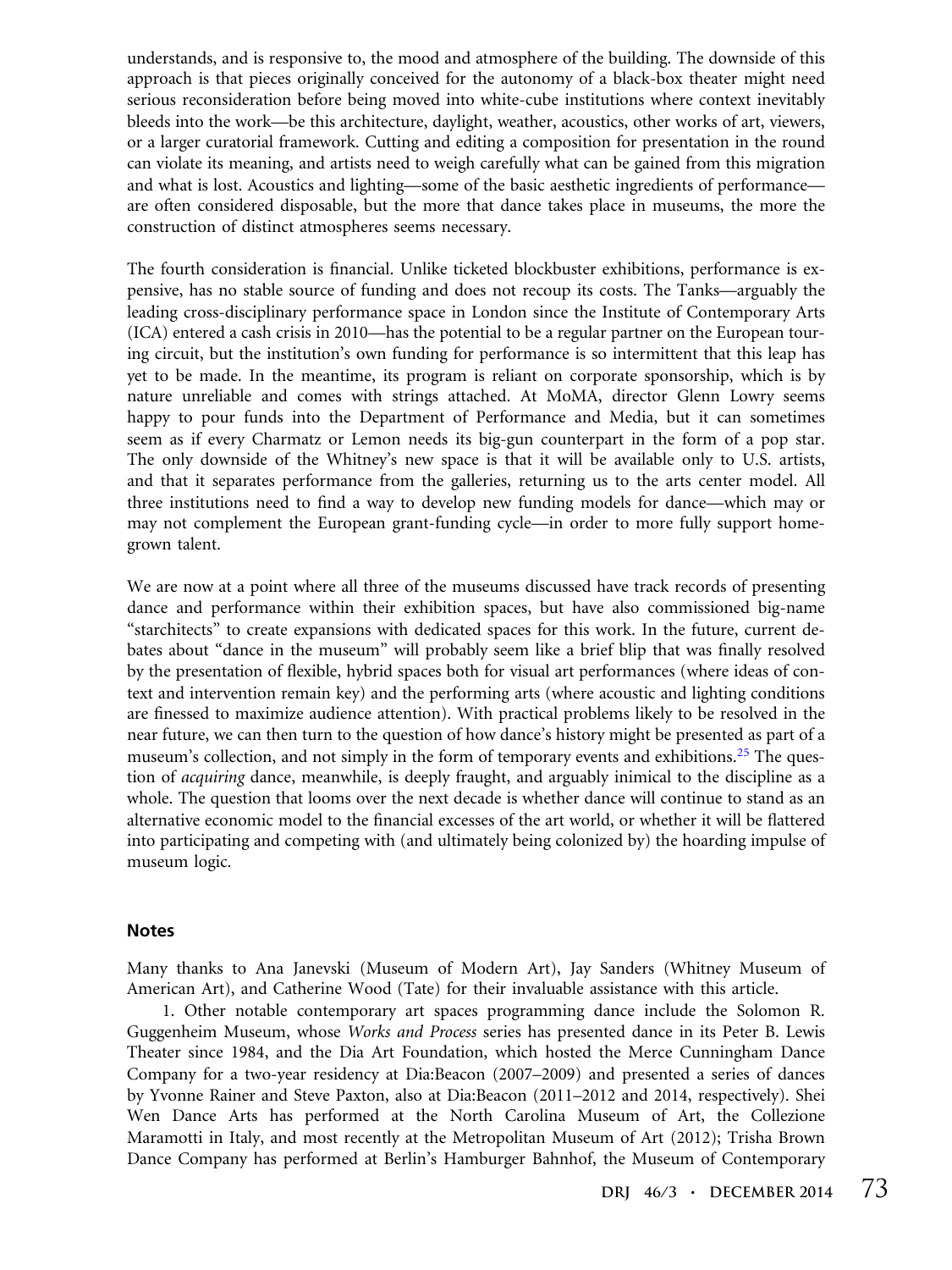understands, and is responsive to, the mood and atmosphere of the building. The downside of this approach is that pieces originally conceived for the autonomy of a black-box theater might need serious reconsideration before being moved into white-cube institutions where context inevitably bleeds into the work—be this architecture, daylight, weather, acoustics, other works of art, viewers, or a larger curatorial framework. Cutting and editing a composition for presentation in the round can violate its meaning, and artists need to weigh carefully what can be gained from this migration and what is lost. Acoustics and lighting—some of the basic aesthetic ingredients of performance—are often considered disposable, but the more that dance takes place in museums, the more the construction of distinct atmospheres seems necessary.

The fourth consideration is financial. Unlike ticketed blockbuster exhibitions, performance is expensive, has no stable source of funding and does not recoup its costs. The Tanks—arguably the leading cross-disciplinary performance space in London since the Institute of Contemporary Arts (ICA) entered a cash crisis in 2010—has the potential to be a regular partner on the European touring circuit, but the institution's own funding for performance is so intermittent that this leap has yet to be made. In the meantime, its program is reliant on corporate sponsorship, which is by nature unreliable and comes with strings attached. At MoMA, director Glenn Lowry seems happy to pour funds into the Department of Performance and Media, but it can sometimes seem as if every Charmatz or Lemon needs its big-gun counterpart in the form of a pop star. The only downside of the Whitney's new space is that it will be available only to U.S. artists, and that it separates performance from the galleries, returning us to the arts center model. All three institutions need to find a way to develop new funding models for dance—which may or may not complement the European grant-funding cycle—in order to more fully support homegrown talent.

We are now at a point where all three of the museums discussed have track records of presenting dance and performance within their exhibition spaces, but have also commissioned big-name "starchitects" to create expansions with dedicated spaces for this work. In the future, current debates about "dance in the museum" will probably seem like a brief blip that was finally resolved by the presentation of flexible, hybrid spaces both for visual art performances (where ideas of context and intervention remain key) and the performing arts (where acoustic and lighting conditions are finessed to maximize audience attention). With practical problems likely to be resolved in the near future, we can then turn to the question of how dance's history might be presented as part of a museum's collection, and not simply in the form of temporary events and exhibitions.[25] The question of *acquiring* dance, meanwhile, is deeply fraught, and arguably inimical to the discipline as a whole. The question that looms over the next decade is whether dance will continue to stand as an alternative economic model to the financial excesses of the art world, or whether it will be flattered into participating and competing with (and ultimately being colonized by) the hoarding impulse of museum logic.

## Notes

Many thanks to Ana Janevski (Museum of Modern Art), Jay Sanders (Whitney Museum of American Art), and Catherine Wood (Tate) for their invaluable assistance with this article.

1. Other notable contemporary art spaces programming dance include the Solomon R. Guggenheim Museum, whose *Works and Process* series has presented dance in its Peter B. Lewis Theater since 1984, and the Dia Art Foundation, which hosted the Merce Cunningham Dance Company for a two-year residency at Dia:Beacon (2007–2009) and presented a series of dances by Yvonne Rainer and Steve Paxton, also at Dia:Beacon (2011–2012 and 2014, respectively). Shei Wen Dance Arts has performed at the North Carolina Museum of Art, the Collezione Maramotti in Italy, and most recently at the Metropolitan Museum of Art (2012); Trisha Brown Dance Company has performed at Berlin's Hamburger Bahnhof, the Museum of Contemporary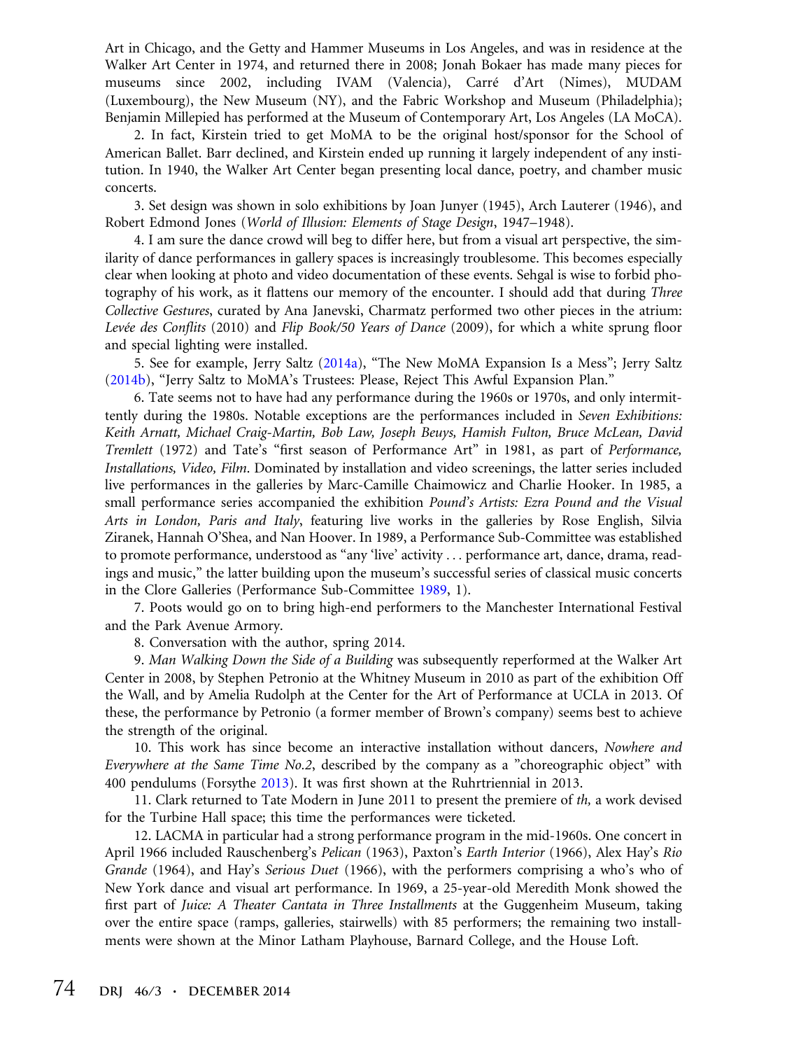Art in Chicago, and the Getty and Hammer Museums in Los Angeles, and was in residence at the Walker Art Center in 1974, and returned there in 2008; Jonah Bokaer has made many pieces for museums since 2002, including IVAM (Valencia), Carré d'Art (Nimes), MUDAM (Luxembourg), the New Museum (NY), and the Fabric Workshop and Museum (Philadelphia); Benjamin Millepied has performed at the Museum of Contemporary Art, Los Angeles (LA MoCA).

2. In fact, Kirstein tried to get MoMA to be the original host/sponsor for the School of American Ballet. Barr declined, and Kirstein ended up running it largely independent of any institution. In 1940, the Walker Art Center began presenting local dance, poetry, and chamber music concerts.

3. Set design was shown in solo exhibitions by Joan Junyer (1945), Arch Lauterer (1946), and Robert Edmond Jones (*World of Illusion: Elements of Stage Design*, 1947–1948).

4. I am sure the dance crowd will beg to differ here, but from a visual art perspective, the similarity of dance performances in gallery spaces is increasingly troublesome. This becomes especially clear when looking at photo and video documentation of these events. Sehgal is wise to forbid photography of his work, as it flattens our memory of the encounter. I should add that during *Three Collective Gestures*, curated by Ana Janevski, Charmatz performed two other pieces in the atrium: *Levée des Conflits* (2010) and *Flip Book/50 Years of Dance* (2009), for which a white sprung floor and special lighting were installed.

5. See for example, Jerry Saltz (2014a), "The New MoMA Expansion Is a Mess"; Jerry Saltz (2014b), "Jerry Saltz to MoMA's Trustees: Please, Reject This Awful Expansion Plan."

6. Tate seems not to have had any performance during the 1960s or 1970s, and only intermittently during the 1980s. Notable exceptions are the performances included in *Seven Exhibitions: Keith Arnatt, Michael Craig-Martin, Bob Law, Joseph Beuys, Hamish Fulton, Bruce McLean, David Tremlett* (1972) and Tate's "first season of Performance Art" in 1981, as part of *Performance, Installations, Video, Film*. Dominated by installation and video screenings, the latter series included live performances in the galleries by Marc-Camille Chaimowicz and Charlie Hooker. In 1985, a small performance series accompanied the exhibition *Pound's Artists: Ezra Pound and the Visual Arts in London, Paris and Italy*, featuring live works in the galleries by Rose English, Silvia Ziranek, Hannah O'Shea, and Nan Hoover. In 1989, a Performance Sub-Committee was established to promote performance, understood as "any 'live' activity ... performance art, dance, drama, readings and music," the latter building upon the museum's successful series of classical music concerts in the Clore Galleries (Performance Sub-Committee 1989, 1).

7. Poots would go on to bring high-end performers to the Manchester International Festival and the Park Avenue Armory.

8. Conversation with the author, spring 2014.

9. *Man Walking Down the Side of a Building* was subsequently reperformed at the Walker Art Center in 2008, by Stephen Petronio at the Whitney Museum in 2010 as part of the exhibition Off the Wall, and by Amelia Rudolph at the Center for the Art of Performance at UCLA in 2013. Of these, the performance by Petronio (a former member of Brown's company) seems best to achieve the strength of the original.

10. This work has since become an interactive installation without dancers, *Nowhere and Everywhere at the Same Time No.2*, described by the company as a "choreographic object" with 400 pendulums (Forsythe 2013). It was first shown at the Ruhrtriennial in 2013.

11. Clark returned to Tate Modern in June 2011 to present the premiere of *th,* a work devised for the Turbine Hall space; this time the performances were ticketed.

12. LACMA in particular had a strong performance program in the mid-1960s. One concert in April 1966 included Rauschenberg's *Pelican* (1963), Paxton's *Earth Interior* (1966), Alex Hay's *Rio Grande* (1964), and Hay's *Serious Duet* (1966), with the performers comprising a who's who of New York dance and visual art performance. In 1969, a 25-year-old Meredith Monk showed the first part of *Juice: A Theater Cantata in Three Installments* at the Guggenheim Museum, taking over the entire space (ramps, galleries, stairwells) with 85 performers; the remaining two installments were shown at the Minor Latham Playhouse, Barnard College, and the House Loft.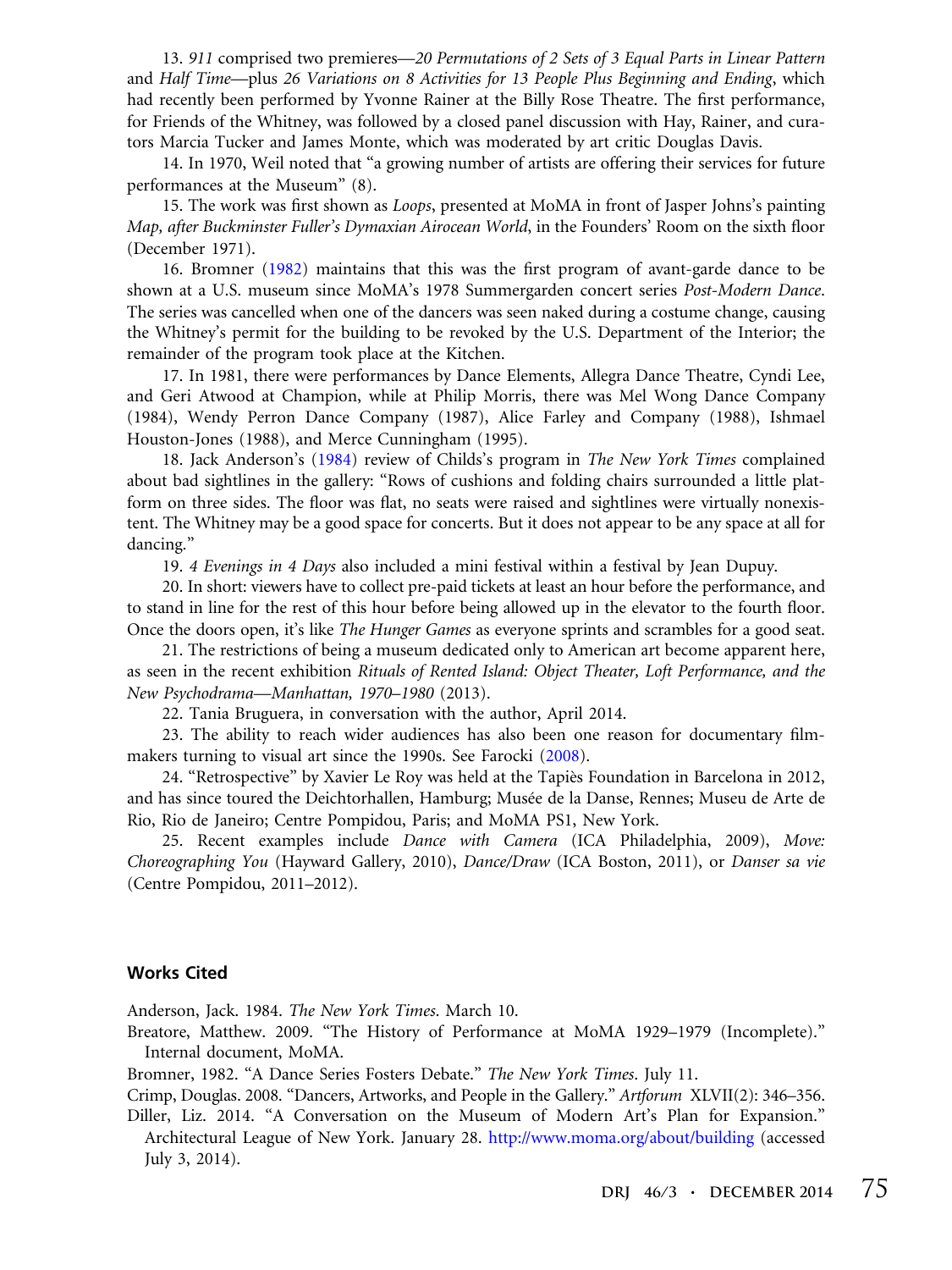13. *911* comprised two premieres—*20 Permutations of 2 Sets of 3 Equal Parts in Linear Pattern* and *Half Time*—plus *26 Variations on 8 Activities for 13 People Plus Beginning and Ending*, which had recently been performed by Yvonne Rainer at the Billy Rose Theatre. The first performance, for Friends of the Whitney, was followed by a closed panel discussion with Hay, Rainer, and curators Marcia Tucker and James Monte, which was moderated by art critic Douglas Davis.

14. In 1970, Weil noted that "a growing number of artists are offering their services for future performances at the Museum" (8).

15. The work was first shown as *Loops*, presented at MoMA in front of Jasper Johns's painting *Map, after Buckminster Fuller's Dymaxian Airocean World*, in the Founders' Room on the sixth floor (December 1971).

16. Bromner (1982) maintains that this was the first program of avant-garde dance to be shown at a U.S. museum since MoMA's 1978 Summergarden concert series *Post-Modern Dance*. The series was cancelled when one of the dancers was seen naked during a costume change, causing the Whitney's permit for the building to be revoked by the U.S. Department of the Interior; the remainder of the program took place at the Kitchen.

17. In 1981, there were performances by Dance Elements, Allegra Dance Theatre, Cyndi Lee, and Geri Atwood at Champion, while at Philip Morris, there was Mel Wong Dance Company (1984), Wendy Perron Dance Company (1987), Alice Farley and Company (1988), Ishmael Houston-Jones (1988), and Merce Cunningham (1995).

18. Jack Anderson's (1984) review of Childs's program in *The New York Times* complained about bad sightlines in the gallery: "Rows of cushions and folding chairs surrounded a little platform on three sides. The floor was flat, no seats were raised and sightlines were virtually nonexistent. The Whitney may be a good space for concerts. But it does not appear to be any space at all for dancing."

19. *4 Evenings in 4 Days* also included a mini festival within a festival by Jean Dupuy.

20. In short: viewers have to collect pre-paid tickets at least an hour before the performance, and to stand in line for the rest of this hour before being allowed up in the elevator to the fourth floor. Once the doors open, it's like *The Hunger Games* as everyone sprints and scrambles for a good seat.

21. The restrictions of being a museum dedicated only to American art become apparent here, as seen in the recent exhibition *Rituals of Rented Island: Object Theater, Loft Performance, and the New Psychodrama—Manhattan, 1970–1980* (2013).

22. Tania Bruguera, in conversation with the author, April 2014.

23. The ability to reach wider audiences has also been one reason for documentary filmmakers turning to visual art since the 1990s. See Farocki (2008).

24. "Retrospective" by Xavier Le Roy was held at the Tapiès Foundation in Barcelona in 2012, and has since toured the Deichtorhallen, Hamburg; Musée de la Danse, Rennes; Museu de Arte de Rio, Rio de Janeiro; Centre Pompidou, Paris; and MoMA PS1, New York.

25. Recent examples include *Dance with Camera* (ICA Philadelphia, 2009), *Move: Choreographing You* (Hayward Gallery, 2010), *Dance/Draw* (ICA Boston, 2011), or *Danser sa vie* (Centre Pompidou, 2011–2012).

## Works Cited

Anderson, Jack. 1984. *The New York Times*. March 10.

Breatore, Matthew. 2009. "The History of Performance at MoMA 1929–1979 (Incomplete)." Internal document, MoMA.

Bromner, 1982. "A Dance Series Fosters Debate." *The New York Times*. July 11.

Crimp, Douglas. 2008. "Dancers, Artworks, and People in the Gallery." *Artforum* XLVII(2): 346–356.

Diller, Liz. 2014. "A Conversation on the Museum of Modern Art's Plan for Expansion." Architectural League of New York. January 28. http://www.moma.org/about/building (accessed July 3, 2014).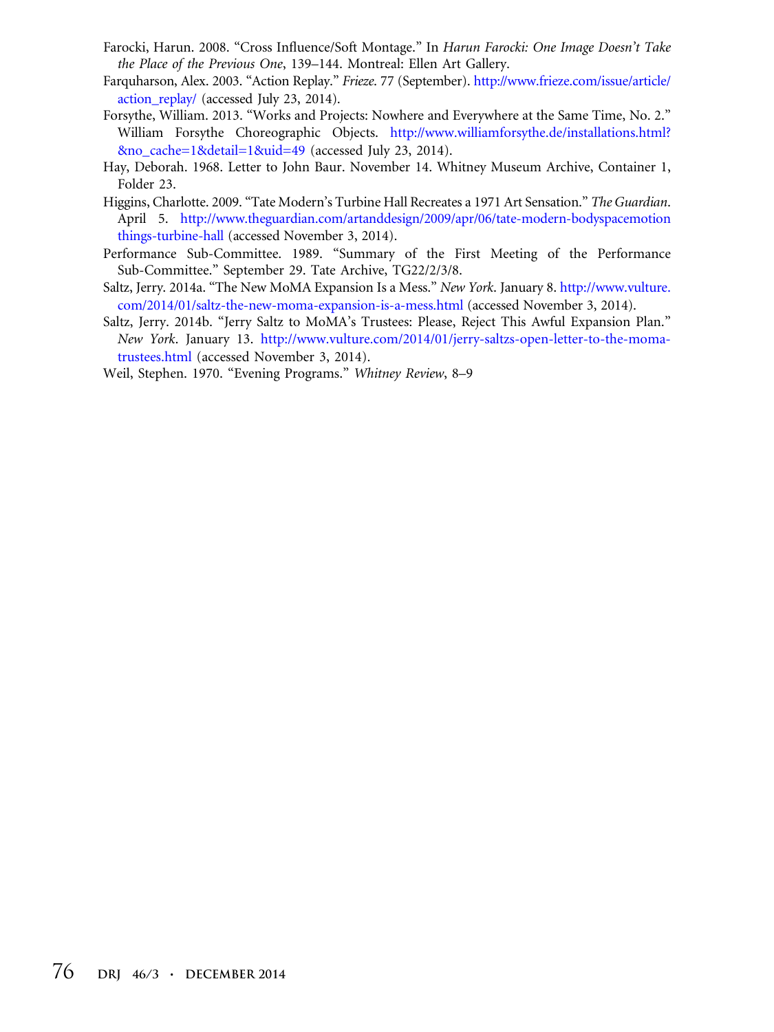Farocki, Harun. 2008. "Cross Influence/Soft Montage." In *Harun Farocki: One Image Doesn't Take the Place of the Previous One*, 139–144. Montreal: Ellen Art Gallery.

Farquharson, Alex. 2003. "Action Replay." *Frieze*. 77 (September). http://www.frieze.com/issue/article/action_replay/ (accessed July 23, 2014).

Forsythe, William. 2013. "Works and Projects: Nowhere and Everywhere at the Same Time, No. 2." William Forsythe Choreographic Objects. http://www.williamforsythe.de/installations.html?&no_cache=1&detail=1&uid=49 (accessed July 23, 2014).

Hay, Deborah. 1968. Letter to John Baur. November 14. Whitney Museum Archive, Container 1, Folder 23.

Higgins, Charlotte. 2009. "Tate Modern's Turbine Hall Recreates a 1971 Art Sensation." *The Guardian*. April 5. http://www.theguardian.com/artanddesign/2009/apr/06/tate-modern-bodyspacemotion things-turbine-hall (accessed November 3, 2014).

Performance Sub-Committee. 1989. "Summary of the First Meeting of the Performance Sub-Committee." September 29. Tate Archive, TG22/2/3/8.

Saltz, Jerry. 2014a. "The New MoMA Expansion Is a Mess." *New York*. January 8. http://www.vulture.com/2014/01/saltz-the-new-moma-expansion-is-a-mess.html (accessed November 3, 2014).

Saltz, Jerry. 2014b. "Jerry Saltz to MoMA's Trustees: Please, Reject This Awful Expansion Plan." *New York*. January 13. http://www.vulture.com/2014/01/jerry-saltzs-open-letter-to-the-moma-trustees.html (accessed November 3, 2014).

Weil, Stephen. 1970. "Evening Programs." *Whitney Review*, 8–9